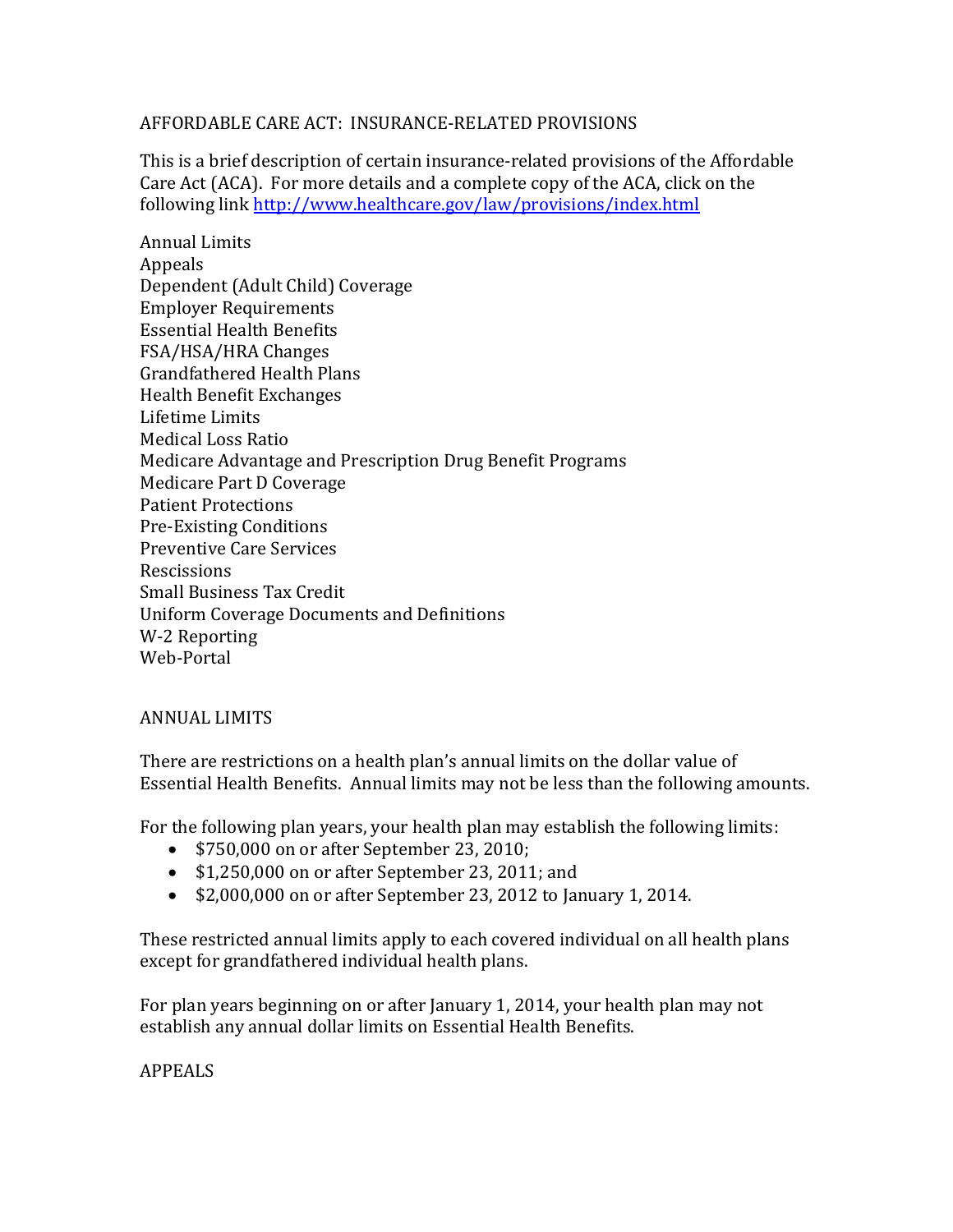# AFFORDABLE CARE ACT: INSURANCE-RELATED PROVISIONS

This is a brief description of certain insurance-related provisions of the Affordable Care Act (ACA). For more details and a complete copy of the ACA, click on the following link [http://www.healthcare.gov/law/provisions/index.html](http://www.healthcare.gov/law/provisions/index.html)

Annual Limits  
Appeals  
Dependent (Adult Child) Coverage  
Employer Requirements  
Essential Health Benefits  
FSA/HSA/HRA Changes  
Grandfathered Health Plans  
Health Benefit Exchanges  
Lifetime Limits  
Medical Loss Ratio  
Medicare Advantage and Prescription Drug Benefit Programs  
Medicare Part D Coverage  
Patient Protections  
Pre-Existing Conditions  
Preventive Care Services  
Rescissions  
Small Business Tax Credit  
Uniform Coverage Documents and Definitions  
W-2 Reporting  
Web-Portal

## ANNUAL LIMITS

There are restrictions on a health plan's annual limits on the dollar value of Essential Health Benefits. Annual limits may not be less than the following amounts.

For the following plan years, your health plan may establish the following limits:

- $750,000 on or after September 23, 2010;
- $1,250,000 on or after September 23, 2011; and
- $2,000,000 on or after September 23, 2012 to January 1, 2014.

These restricted annual limits apply to each covered individual on all health plans except for grandfathered individual health plans.

For plan years beginning on or after January 1, 2014, your health plan may not establish any annual dollar limits on Essential Health Benefits.

## APPEALS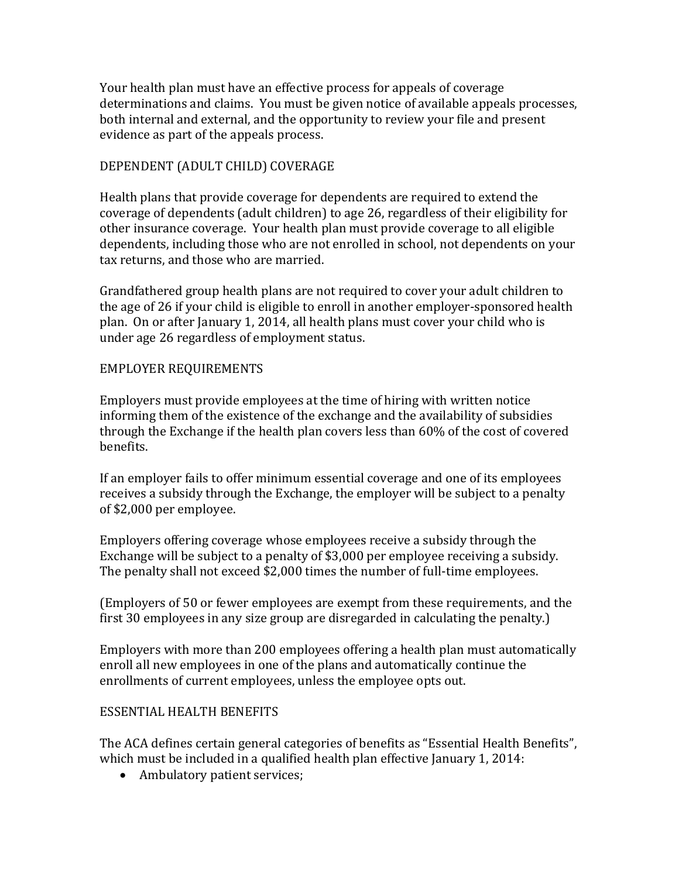Your health plan must have an effective process for appeals of coverage determinations and claims. You must be given notice of available appeals processes, both internal and external, and the opportunity to review your file and present evidence as part of the appeals process.

## DEPENDENT (ADULT CHILD) COVERAGE

Health plans that provide coverage for dependents are required to extend the coverage of dependents (adult children) to age 26, regardless of their eligibility for other insurance coverage. Your health plan must provide coverage to all eligible dependents, including those who are not enrolled in school, not dependents on your tax returns, and those who are married.

Grandfathered group health plans are not required to cover your adult children to the age of 26 if your child is eligible to enroll in another employer-sponsored health plan. On or after January 1, 2014, all health plans must cover your child who is under age 26 regardless of employment status.

## EMPLOYER REQUIREMENTS

Employers must provide employees at the time of hiring with written notice informing them of the existence of the exchange and the availability of subsidies through the Exchange if the health plan covers less than 60% of the cost of covered benefits.

If an employer fails to offer minimum essential coverage and one of its employees receives a subsidy through the Exchange, the employer will be subject to a penalty of $2,000 per employee.

Employers offering coverage whose employees receive a subsidy through the Exchange will be subject to a penalty of $3,000 per employee receiving a subsidy. The penalty shall not exceed $2,000 times the number of full-time employees.

(Employers of 50 or fewer employees are exempt from these requirements, and the first 30 employees in any size group are disregarded in calculating the penalty.)

Employers with more than 200 employees offering a health plan must automatically enroll all new employees in one of the plans and automatically continue the enrollments of current employees, unless the employee opts out.

## ESSENTIAL HEALTH BENEFITS

The ACA defines certain general categories of benefits as "Essential Health Benefits", which must be included in a qualified health plan effective January 1, 2014:

- Ambulatory patient services;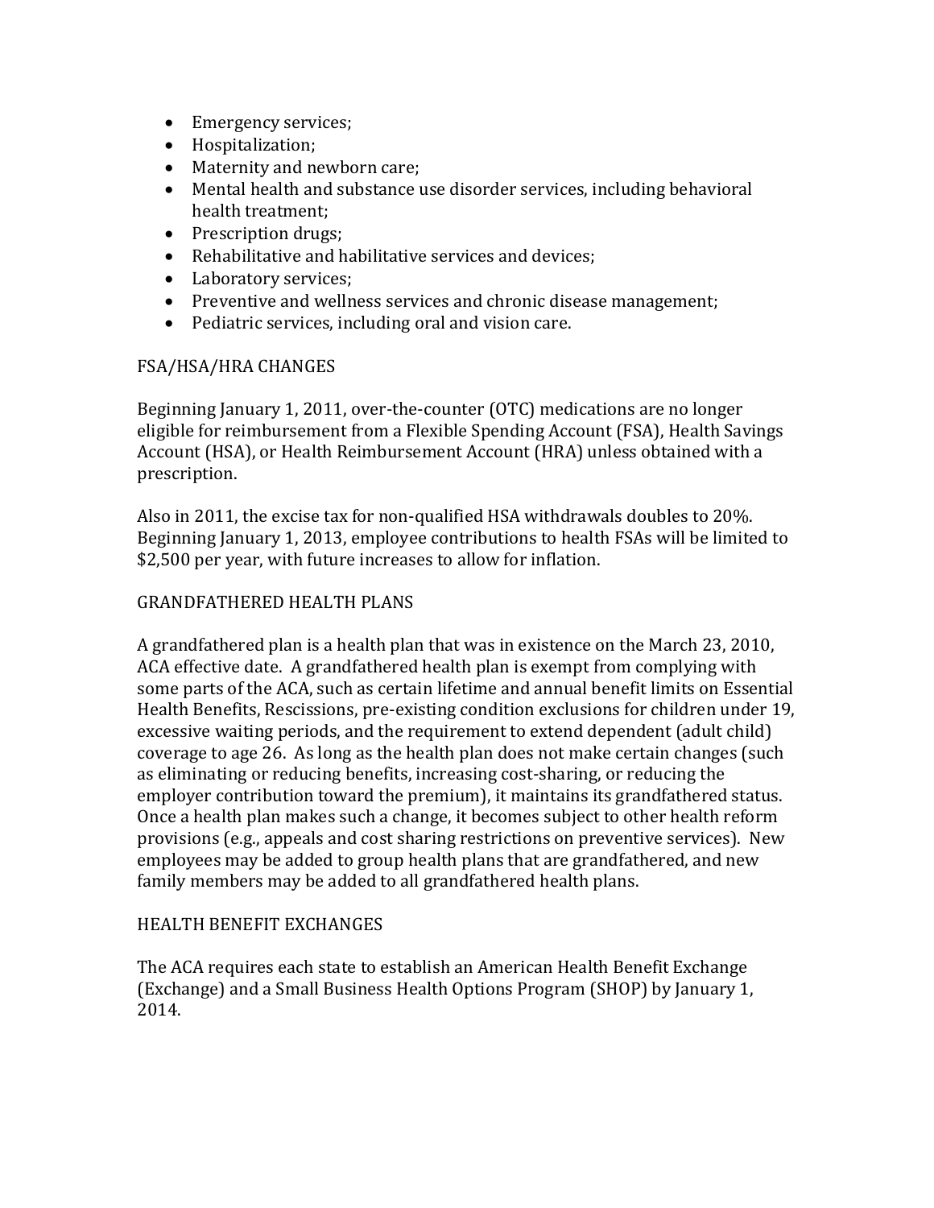- Emergency services;
- Hospitalization;
- Maternity and newborn care;
- Mental health and substance use disorder services, including behavioral health treatment;
- Prescription drugs;
- Rehabilitative and habilitative services and devices;
- Laboratory services;
- Preventive and wellness services and chronic disease management;
- Pediatric services, including oral and vision care.

## FSA/HSA/HRA CHANGES

Beginning January 1, 2011, over-the-counter (OTC) medications are no longer eligible for reimbursement from a Flexible Spending Account (FSA), Health Savings Account (HSA), or Health Reimbursement Account (HRA) unless obtained with a prescription.

Also in 2011, the excise tax for non-qualified HSA withdrawals doubles to 20%. Beginning January 1, 2013, employee contributions to health FSAs will be limited to $2,500 per year, with future increases to allow for inflation.

## GRANDFATHERED HEALTH PLANS

A grandfathered plan is a health plan that was in existence on the March 23, 2010, ACA effective date. A grandfathered health plan is exempt from complying with some parts of the ACA, such as certain lifetime and annual benefit limits on Essential Health Benefits, Rescissions, pre-existing condition exclusions for children under 19, excessive waiting periods, and the requirement to extend dependent (adult child) coverage to age 26. As long as the health plan does not make certain changes (such as eliminating or reducing benefits, increasing cost-sharing, or reducing the employer contribution toward the premium), it maintains its grandfathered status. Once a health plan makes such a change, it becomes subject to other health reform provisions (e.g., appeals and cost sharing restrictions on preventive services). New employees may be added to group health plans that are grandfathered, and new family members may be added to all grandfathered health plans.

## HEALTH BENEFIT EXCHANGES

The ACA requires each state to establish an American Health Benefit Exchange (Exchange) and a Small Business Health Options Program (SHOP) by January 1, 2014.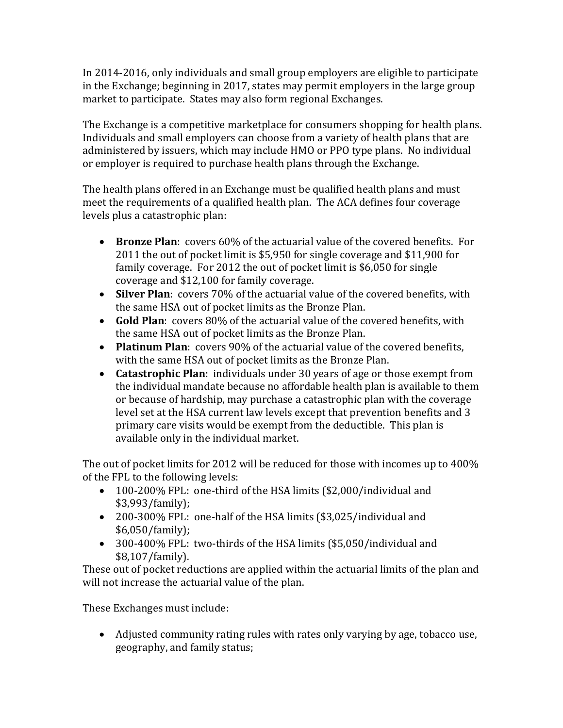In 2014-2016, only individuals and small group employers are eligible to participate in the Exchange; beginning in 2017, states may permit employers in the large group market to participate. States may also form regional Exchanges.

The Exchange is a competitive marketplace for consumers shopping for health plans. Individuals and small employers can choose from a variety of health plans that are administered by issuers, which may include HMO or PPO type plans. No individual or employer is required to purchase health plans through the Exchange.

The health plans offered in an Exchange must be qualified health plans and must meet the requirements of a qualified health plan. The ACA defines four coverage levels plus a catastrophic plan:

- **Bronze Plan**: covers 60% of the actuarial value of the covered benefits. For 2011 the out of pocket limit is $5,950 for single coverage and $11,900 for family coverage. For 2012 the out of pocket limit is $6,050 for single coverage and $12,100 for family coverage.
- **Silver Plan**: covers 70% of the actuarial value of the covered benefits, with the same HSA out of pocket limits as the Bronze Plan.
- **Gold Plan**: covers 80% of the actuarial value of the covered benefits, with the same HSA out of pocket limits as the Bronze Plan.
- **Platinum Plan**: covers 90% of the actuarial value of the covered benefits, with the same HSA out of pocket limits as the Bronze Plan.
- **Catastrophic Plan**: individuals under 30 years of age or those exempt from the individual mandate because no affordable health plan is available to them or because of hardship, may purchase a catastrophic plan with the coverage level set at the HSA current law levels except that prevention benefits and 3 primary care visits would be exempt from the deductible. This plan is available only in the individual market.

The out of pocket limits for 2012 will be reduced for those with incomes up to 400% of the FPL to the following levels:

- 100-200% FPL: one-third of the HSA limits ($2,000/individual and $3,993/family);
- 200-300% FPL: one-half of the HSA limits ($3,025/individual and $6,050/family);
- 300-400% FPL: two-thirds of the HSA limits ($5,050/individual and $8,107/family).

These out of pocket reductions are applied within the actuarial limits of the plan and will not increase the actuarial value of the plan.

These Exchanges must include:

- Adjusted community rating rules with rates only varying by age, tobacco use, geography, and family status;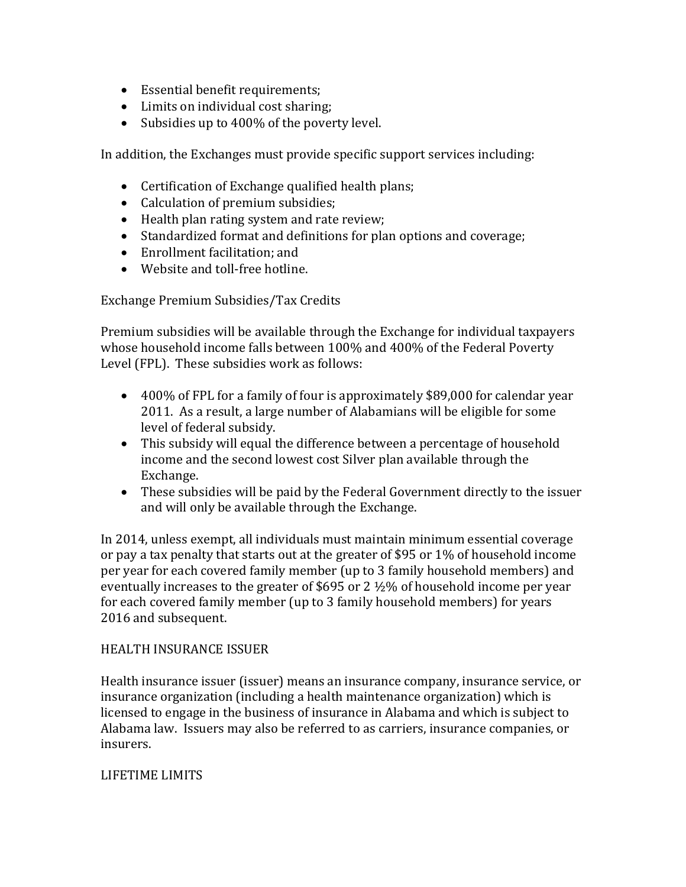- Essential benefit requirements;
- Limits on individual cost sharing;
- Subsidies up to 400% of the poverty level.

In addition, the Exchanges must provide specific support services including:

- Certification of Exchange qualified health plans;
- Calculation of premium subsidies;
- Health plan rating system and rate review;
- Standardized format and definitions for plan options and coverage;
- Enrollment facilitation; and
- Website and toll-free hotline.

Exchange Premium Subsidies/Tax Credits

Premium subsidies will be available through the Exchange for individual taxpayers whose household income falls between 100% and 400% of the Federal Poverty Level (FPL). These subsidies work as follows:

- 400% of FPL for a family of four is approximately $89,000 for calendar year 2011. As a result, a large number of Alabamians will be eligible for some level of federal subsidy.
- This subsidy will equal the difference between a percentage of household income and the second lowest cost Silver plan available through the Exchange.
- These subsidies will be paid by the Federal Government directly to the issuer and will only be available through the Exchange.

In 2014, unless exempt, all individuals must maintain minimum essential coverage or pay a tax penalty that starts out at the greater of $95 or 1% of household income per year for each covered family member (up to 3 family household members) and eventually increases to the greater of $695 or 2 ½% of household income per year for each covered family member (up to 3 family household members) for years 2016 and subsequent.

HEALTH INSURANCE ISSUER

Health insurance issuer (issuer) means an insurance company, insurance service, or insurance organization (including a health maintenance organization) which is licensed to engage in the business of insurance in Alabama and which is subject to Alabama law. Issuers may also be referred to as carriers, insurance companies, or insurers.

LIFETIME LIMITS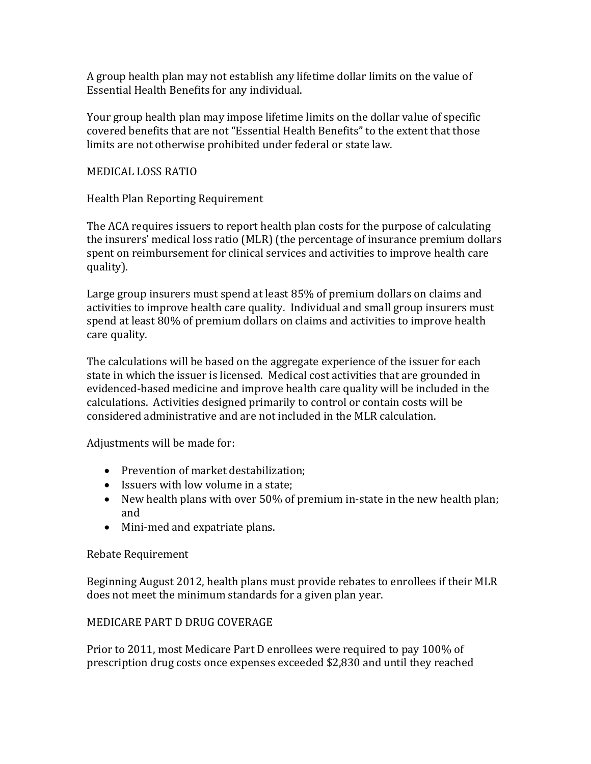A group health plan may not establish any lifetime dollar limits on the value of Essential Health Benefits for any individual.

Your group health plan may impose lifetime limits on the dollar value of specific covered benefits that are not "Essential Health Benefits" to the extent that those limits are not otherwise prohibited under federal or state law.

## MEDICAL LOSS RATIO

### Health Plan Reporting Requirement

The ACA requires issuers to report health plan costs for the purpose of calculating the insurers' medical loss ratio (MLR) (the percentage of insurance premium dollars spent on reimbursement for clinical services and activities to improve health care quality).

Large group insurers must spend at least 85% of premium dollars on claims and activities to improve health care quality. Individual and small group insurers must spend at least 80% of premium dollars on claims and activities to improve health care quality.

The calculations will be based on the aggregate experience of the issuer for each state in which the issuer is licensed. Medical cost activities that are grounded in evidenced-based medicine and improve health care quality will be included in the calculations. Activities designed primarily to control or contain costs will be considered administrative and are not included in the MLR calculation.

Adjustments will be made for:

- Prevention of market destabilization;
- Issuers with low volume in a state;
- New health plans with over 50% of premium in-state in the new health plan; and
- Mini-med and expatriate plans.

### Rebate Requirement

Beginning August 2012, health plans must provide rebates to enrollees if their MLR does not meet the minimum standards for a given plan year.

## MEDICARE PART D DRUG COVERAGE

Prior to 2011, most Medicare Part D enrollees were required to pay 100% of prescription drug costs once expenses exceeded $2,830 and until they reached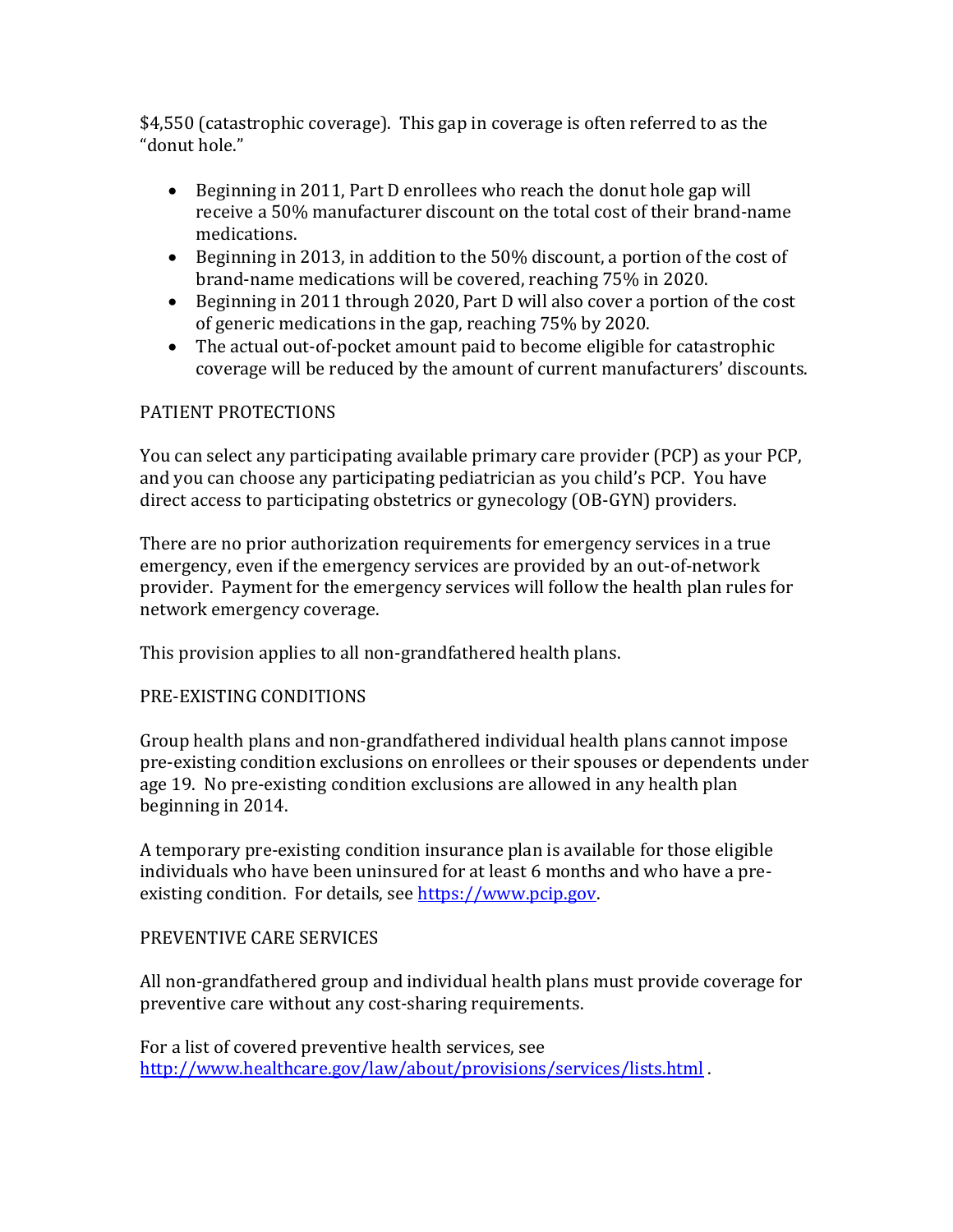$4,550 (catastrophic coverage). This gap in coverage is often referred to as the "donut hole."

- Beginning in 2011, Part D enrollees who reach the donut hole gap will receive a 50% manufacturer discount on the total cost of their brand-name medications.
- Beginning in 2013, in addition to the 50% discount, a portion of the cost of brand-name medications will be covered, reaching 75% in 2020.
- Beginning in 2011 through 2020, Part D will also cover a portion of the cost of generic medications in the gap, reaching 75% by 2020.
- The actual out-of-pocket amount paid to become eligible for catastrophic coverage will be reduced by the amount of current manufacturers' discounts.

## PATIENT PROTECTIONS

You can select any participating available primary care provider (PCP) as your PCP, and you can choose any participating pediatrician as you child's PCP. You have direct access to participating obstetrics or gynecology (OB-GYN) providers.

There are no prior authorization requirements for emergency services in a true emergency, even if the emergency services are provided by an out-of-network provider. Payment for the emergency services will follow the health plan rules for network emergency coverage.

This provision applies to all non-grandfathered health plans.

## PRE-EXISTING CONDITIONS

Group health plans and non-grandfathered individual health plans cannot impose pre-existing condition exclusions on enrollees or their spouses or dependents under age 19. No pre-existing condition exclusions are allowed in any health plan beginning in 2014.

A temporary pre-existing condition insurance plan is available for those eligible individuals who have been uninsured for at least 6 months and who have a pre-existing condition. For details, see [https://www.pcip.gov](https://www.pcip.gov).

## PREVENTIVE CARE SERVICES

All non-grandfathered group and individual health plans must provide coverage for preventive care without any cost-sharing requirements.

For a list of covered preventive health services, see [http://www.healthcare.gov/law/about/provisions/services/lists.html](http://www.healthcare.gov/law/about/provisions/services/lists.html) .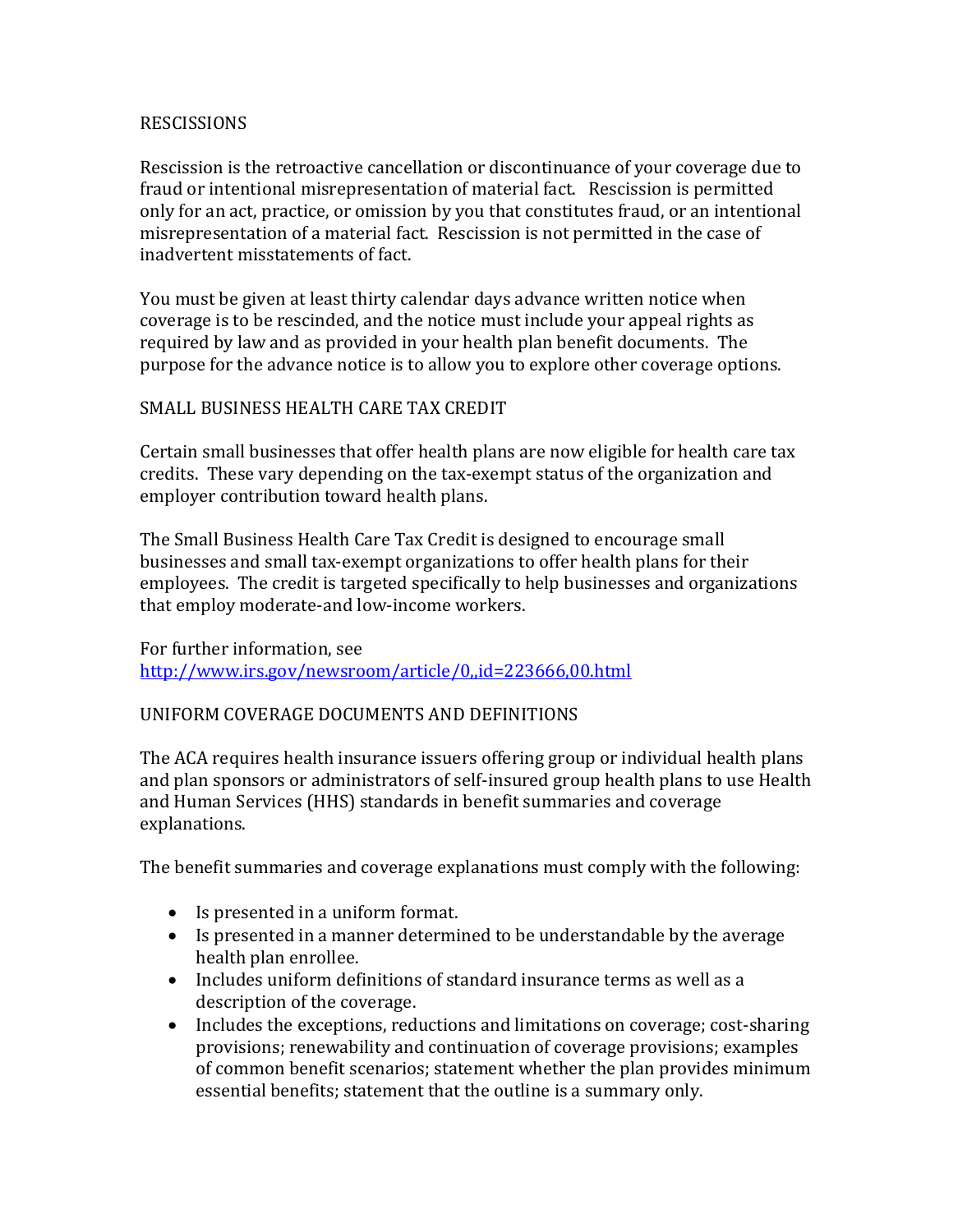## RESCISSIONS

Rescission is the retroactive cancellation or discontinuance of your coverage due to fraud or intentional misrepresentation of material fact. Rescission is permitted only for an act, practice, or omission by you that constitutes fraud, or an intentional misrepresentation of a material fact. Rescission is not permitted in the case of inadvertent misstatements of fact.

You must be given at least thirty calendar days advance written notice when coverage is to be rescinded, and the notice must include your appeal rights as required by law and as provided in your health plan benefit documents. The purpose for the advance notice is to allow you to explore other coverage options.

## SMALL BUSINESS HEALTH CARE TAX CREDIT

Certain small businesses that offer health plans are now eligible for health care tax credits. These vary depending on the tax-exempt status of the organization and employer contribution toward health plans.

The Small Business Health Care Tax Credit is designed to encourage small businesses and small tax-exempt organizations to offer health plans for their employees. The credit is targeted specifically to help businesses and organizations that employ moderate-and low-income workers.

For further information, see
[http://www.irs.gov/newsroom/article/0,,id=223666,00.html](http://www.irs.gov/newsroom/article/0,,id=223666,00.html)

## UNIFORM COVERAGE DOCUMENTS AND DEFINITIONS

The ACA requires health insurance issuers offering group or individual health plans and plan sponsors or administrators of self-insured group health plans to use Health and Human Services (HHS) standards in benefit summaries and coverage explanations.

The benefit summaries and coverage explanations must comply with the following:

- Is presented in a uniform format.
- Is presented in a manner determined to be understandable by the average health plan enrollee.
- Includes uniform definitions of standard insurance terms as well as a description of the coverage.
- Includes the exceptions, reductions and limitations on coverage; cost-sharing provisions; renewability and continuation of coverage provisions; examples of common benefit scenarios; statement whether the plan provides minimum essential benefits; statement that the outline is a summary only.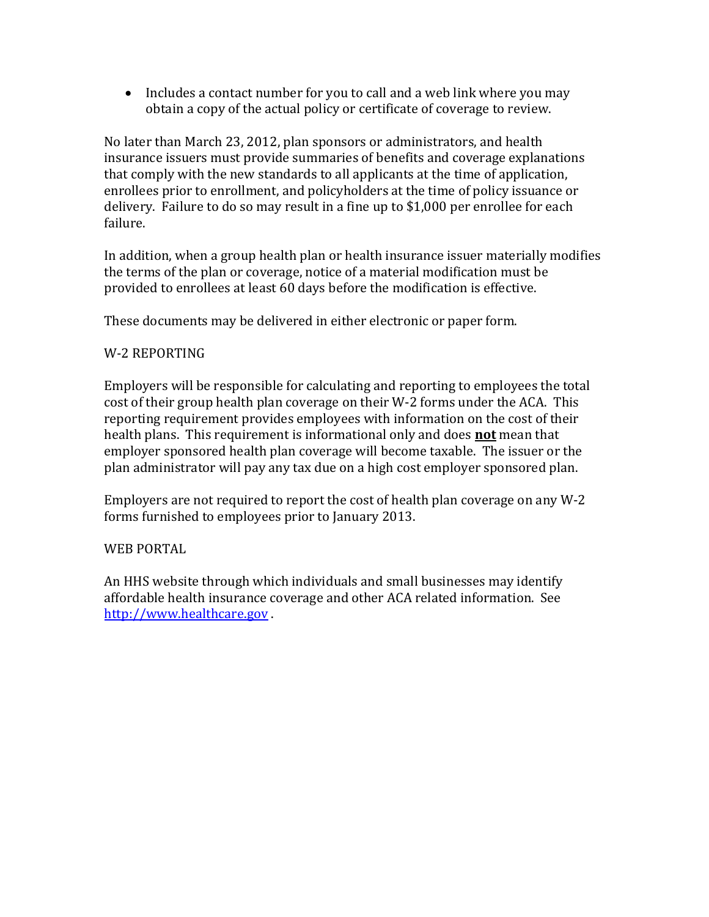- Includes a contact number for you to call and a web link where you may obtain a copy of the actual policy or certificate of coverage to review.

No later than March 23, 2012, plan sponsors or administrators, and health insurance issuers must provide summaries of benefits and coverage explanations that comply with the new standards to all applicants at the time of application, enrollees prior to enrollment, and policyholders at the time of policy issuance or delivery. Failure to do so may result in a fine up to $1,000 per enrollee for each failure.

In addition, when a group health plan or health insurance issuer materially modifies the terms of the plan or coverage, notice of a material modification must be provided to enrollees at least 60 days before the modification is effective.

These documents may be delivered in either electronic or paper form.

W-2 REPORTING

Employers will be responsible for calculating and reporting to employees the total cost of their group health plan coverage on their W-2 forms under the ACA. This reporting requirement provides employees with information on the cost of their health plans. This requirement is informational only and does **<u>not</u>** mean that employer sponsored health plan coverage will become taxable. The issuer or the plan administrator will pay any tax due on a high cost employer sponsored plan.

Employers are not required to report the cost of health plan coverage on any W-2 forms furnished to employees prior to January 2013.

WEB PORTAL

An HHS website through which individuals and small businesses may identify affordable health insurance coverage and other ACA related information. See [http://www.healthcare.gov](http://www.healthcare.gov) .